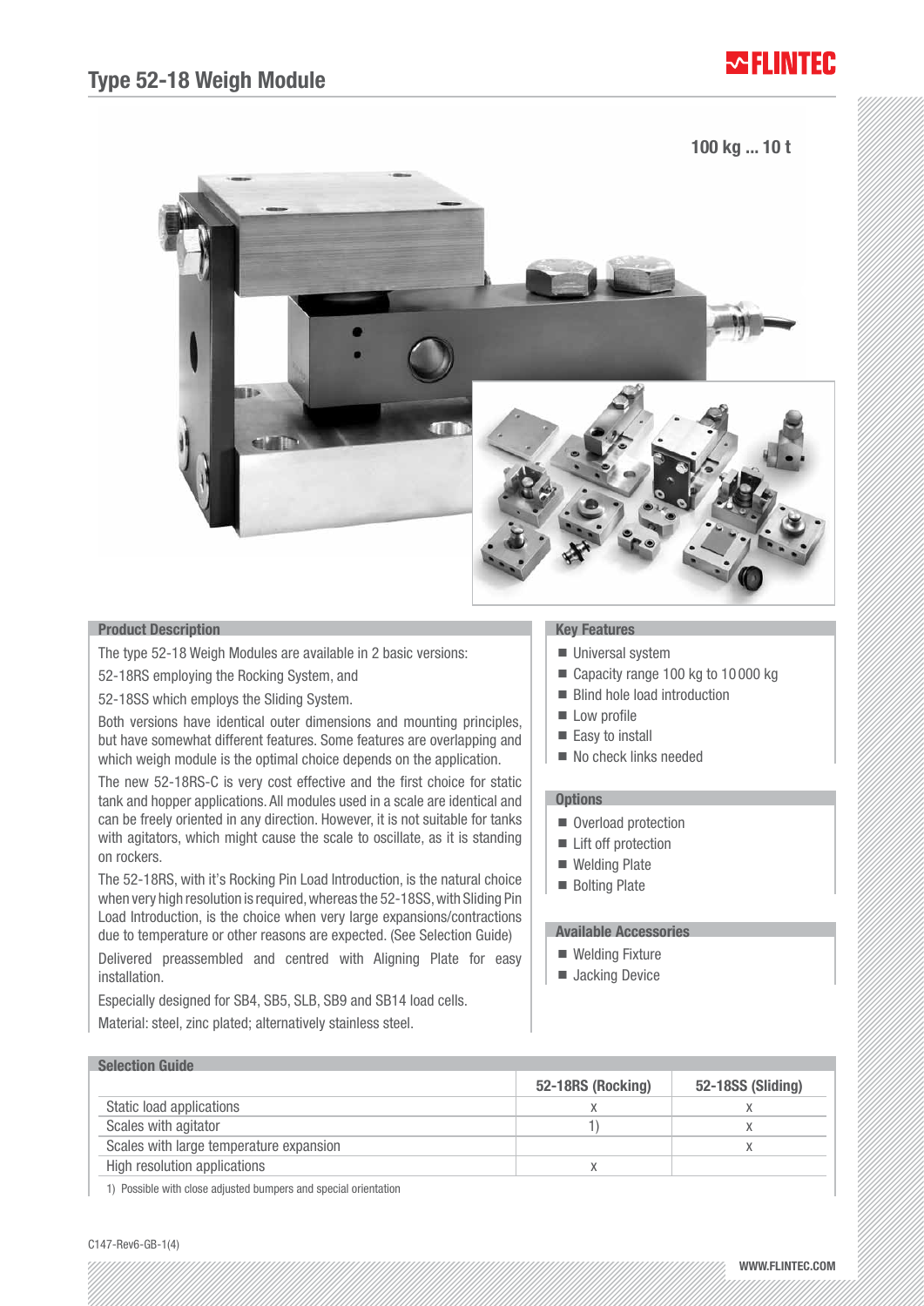# Type 52-18 Weigh Module

100 kg ... 10 t

## Product Description

The type 52-18 Weigh Modules are available in 2 basic versions:

52-18RS employing the Rocking System, and

52-18SS which employs the Sliding System.

Both versions have identical outer dimensions and mounting principles, but have somewhat different features. Some features are overlapping and which weigh module is the optimal choice depends on the application.

The new 52-18RS-C is very cost effective and the first choice for static tank and hopper applications. All modules used in a scale are identical and can be freely oriented in any direction. However, it is not suitable for tanks with agitators, which might cause the scale to oscillate, as it is standing on rockers.

The 52-18RS, with it's Rocking Pin Load Introduction, is the natural choice when very high resolution is required, whereas the 52-18SS, with Sliding Pin Load Introduction, is the choice when very large expansions/contractions due to temperature or other reasons are expected. (See Selection Guide)

Delivered preassembled and centred with Aligning Plate for easy installation.

Especially designed for SB4, SB5, SLB, SB9 and SB14 load cells.

Material: steel, zinc plated; alternatively stainless steel.

## Key Features

- Universal system
- Capacity range 100 kg to 10 000 kg
- Blind hole load introduction
- Low profile
- Easy to install
- No check links needed

## Options

- Overload protection
- Lift off protection
- Welding Plate
- Bolting Plate

## Available Accessories

- Welding Fixture
- Jacking Device

## Selection Guide

| | 52-18RS (Rocking) | 52-18SS (Sliding) |
|---|---|---|
| Static load applications | x | x |
| Scales with agitator | 1) | x |
| Scales with large temperature expansion | | x |
| High resolution applications | x | |

1) Possible with close adjusted bumpers and special orientation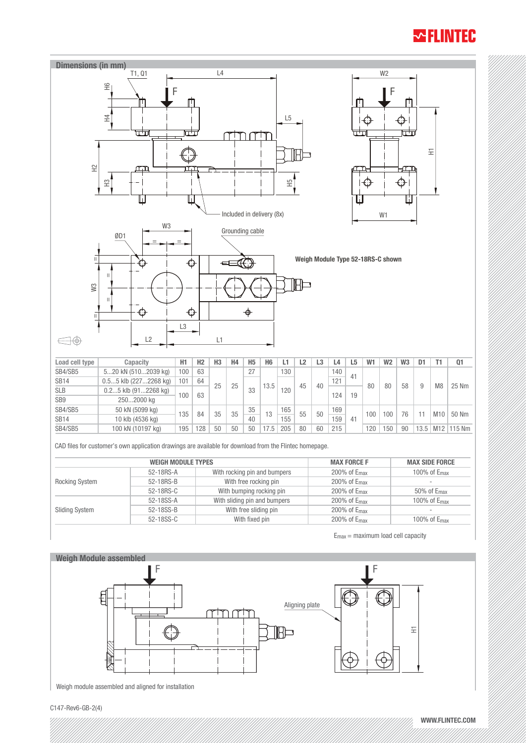## Dimensions (in mm)

Included in delivery (8x)

Grounding cable

**Weigh Module Type 52-18RS-C shown**

| Load cell type | Capacity | H1 | H2 | H3 | H4 | H5 | H6 | L1 | L2 | L3 | L4 | L5 | W1 | W2 | W3 | D1 | T1 | Q1 |
|---|---|---|---|---|---|---|---|---|---|---|---|---|---|---|---|---|---|---|
| SB4/SB5 | 5...20 kN (510...2039 kg) | 100 | 63 | 25 | 25 | 27 | 13.5 | 130 | 45 | 40 | 140 | 41 | 80 | 80 | 58 | 9 | M8 | 25 Nm |
| SB14 | 0.5...5 klb (227...2268 kg) | 101 | 64 | | | 33 | | 120 | | | 121 | | | | | | | |
| SLB | 0.2...5 klb (91...2268 kg) | 100 | 63 | | | | | | | | 124 | 19 | | | | | | |
| SB9 | 250...2000 kg | | | | | | | | | | | | | | | | | |
| SB4/SB5 | 50 kN (5099 kg) | 135 | 84 | 35 | 35 | 35 | 13 | 165 | 55 | 50 | 169 | 41 | 100 | 100 | 76 | 11 | M10 | 50 Nm |
| SB14 | 10 klb (4536 kg) | | | | | 40 | | 155 | | | 159 | | | | | | | |
| SB4/SB5 | 100 kN (10197 kg) | 195 | 128 | 50 | 50 | 50 | 17.5 | 205 | 80 | 60 | 215 | | 120 | 150 | 90 | 13.5 | M12 | 115 Nm |

CAD files for customer's own application drawings are available for download from the Flintec homepage.

| WEIGH MODULE TYPES | | | MAX FORCE F | MAX SIDE FORCE |
|---|---|---|---|---|
| Rocking System | 52-18RS-A | With rocking pin and bumpers | 200% of $E_{max}$ | 100% of $E_{max}$ |
| | 52-18RS-B | With free rocking pin | 200% of $E_{max}$ | - |
| | 52-18RS-C | With bumping rocking pin | 200% of $E_{max}$ | 50% of $E_{max}$ |
| Sliding System | 52-18SS-A | With sliding pin and bumpers | 200% of $E_{max}$ | 100% of $E_{max}$ |
| | 52-18SS-B | With free sliding pin | 200% of $E_{max}$ | - |
| | 52-18SS-C | With fixed pin | 200% of $E_{max}$ | 100% of $E_{max}$ |

$E_{max}$ = maximum load cell capacity

## Weigh Module assembled

Aligning plate

Weigh module assembled and aligned for installation

C147-Rev6-GB-2(4)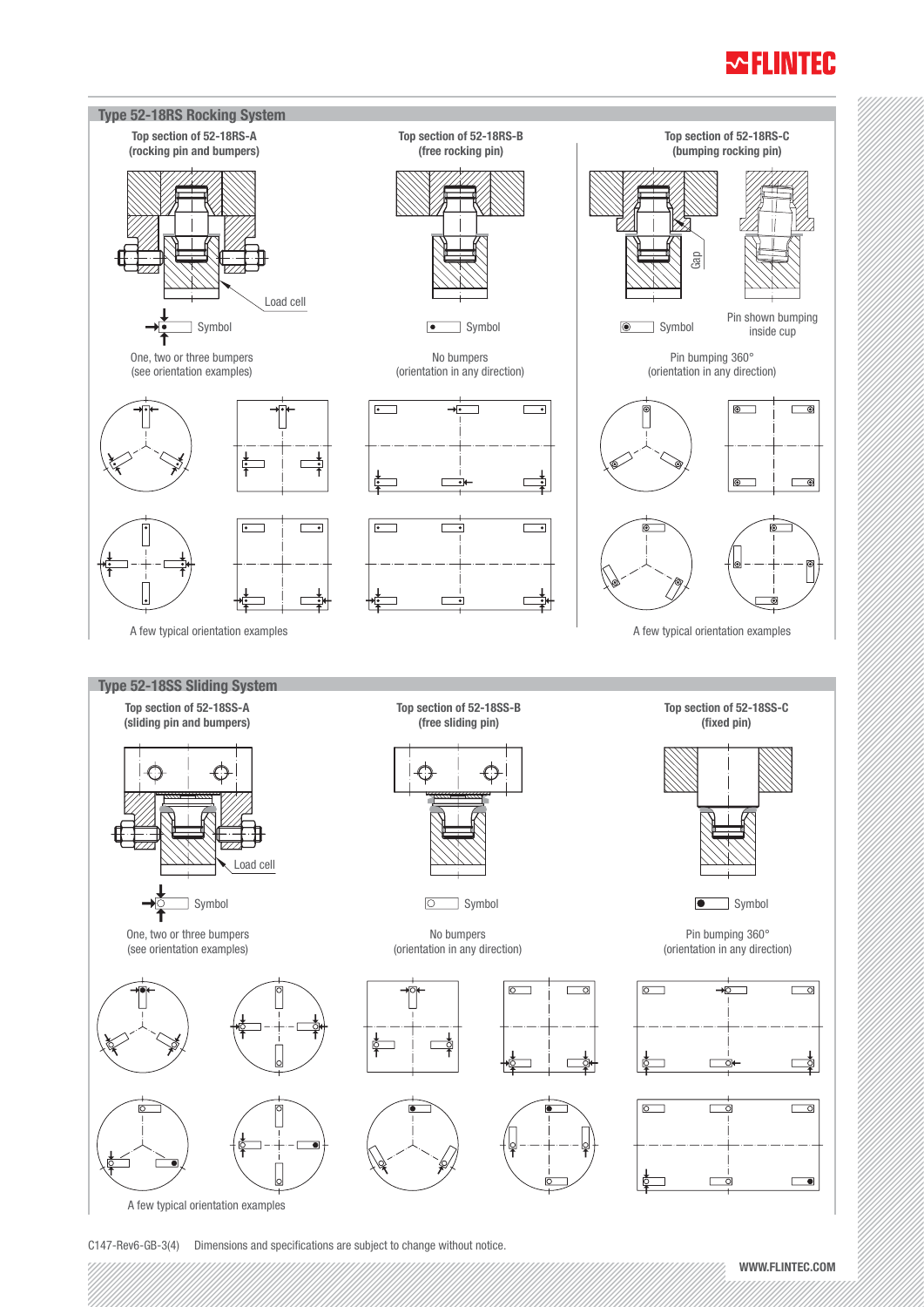## Type 52-18RS Rocking System

### Top section of 52-18RS-A (rocking pin and bumpers)

Load cell

Symbol

One, two or three bumpers (see orientation examples)

### Top section of 52-18RS-B (free rocking pin)

Symbol

No bumpers (orientation in any direction)

A few typical orientation examples

### Top section of 52-18RS-C (bumping rocking pin)

Gap

Symbol

Pin shown bumping inside cup

Pin bumping 360° (orientation in any direction)

A few typical orientation examples

## Type 52-18SS Sliding System

### Top section of 52-18SS-A (sliding pin and bumpers)

Load cell

Symbol

One, two or three bumpers (see orientation examples)

### Top section of 52-18SS-B (free sliding pin)

Symbol

No bumpers (orientation in any direction)

### Top section of 52-18SS-C (fixed pin)

Symbol

Pin bumping 360° (orientation in any direction)

A few typical orientation examples

C147-Rev6-GB-3(4) Dimensions and specifications are subject to change without notice.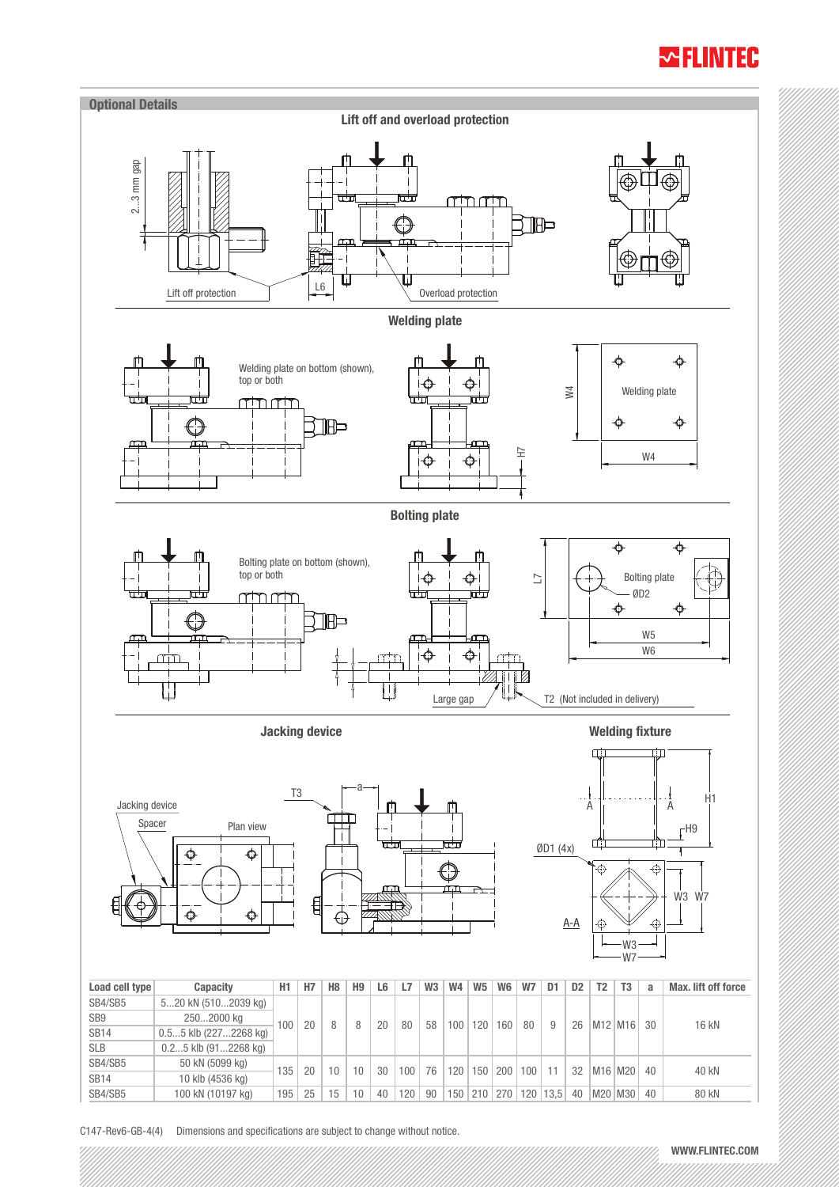## Optional Details

### Lift off and overload protection

2...3 mm gap

Lift off protection

L6

Overload protection

### Welding plate

Welding plate on bottom (shown), top or both

W4

Welding plate

W4

H7

### Bolting plate

Bolting plate on bottom (shown), top or both

L7

Bolting plate

ØD2

W5

W6

Large gap

T2 (Not included in delivery)

### Jacking device

Jacking device

Spacer

Plan view

T3

a

### Welding fixture

A

A

H1

H9

ØD1 (4x)

W3 W7

A-A

W3

W7

| Load cell type | Capacity | H1 | H7 | H8 | H9 | L6 | L7 | W3 | W4 | W5 | W6 | W7 | D1 | D2 | T2 | T3 | a | Max. lift off force |
|---|---|---|---|---|---|---|---|---|---|---|---|---|---|---|---|---|---|---|
| SB4/SB5 | 5...20 kN (510...2039 kg) | 100 | 20 | 8 | 8 | 20 | 80 | 58 | 100 | 120 | 160 | 80 | 9 | 26 | M12 | M16 | 30 | 16 kN |
| SB9 | 250...2000 kg | | | | | | | | | | | | | | | | | |
| SB14 | 0.5...5 klb (227...2268 kg) | | | | | | | | | | | | | | | | | |
| SLB | 0.2...5 klb (91...2268 kg) | | | | | | | | | | | | | | | | | |
| SB4/SB5 | 50 kN (5099 kg) | 135 | 20 | 10 | 10 | 30 | 100 | 76 | 120 | 150 | 200 | 100 | 11 | 32 | M16 | M20 | 40 | 40 kN |
| SB14 | 10 klb (4536 kg) | | | | | | | | | | | | | | | | | |
| SB4/SB5 | 100 kN (10197 kg) | 195 | 25 | 15 | 10 | 40 | 120 | 90 | 150 | 210 | 270 | 120 | 13,5 | 40 | M20 | M30 | 40 | 80 kN |

C147-Rev6-GB-4(4) Dimensions and specifications are subject to change without notice.